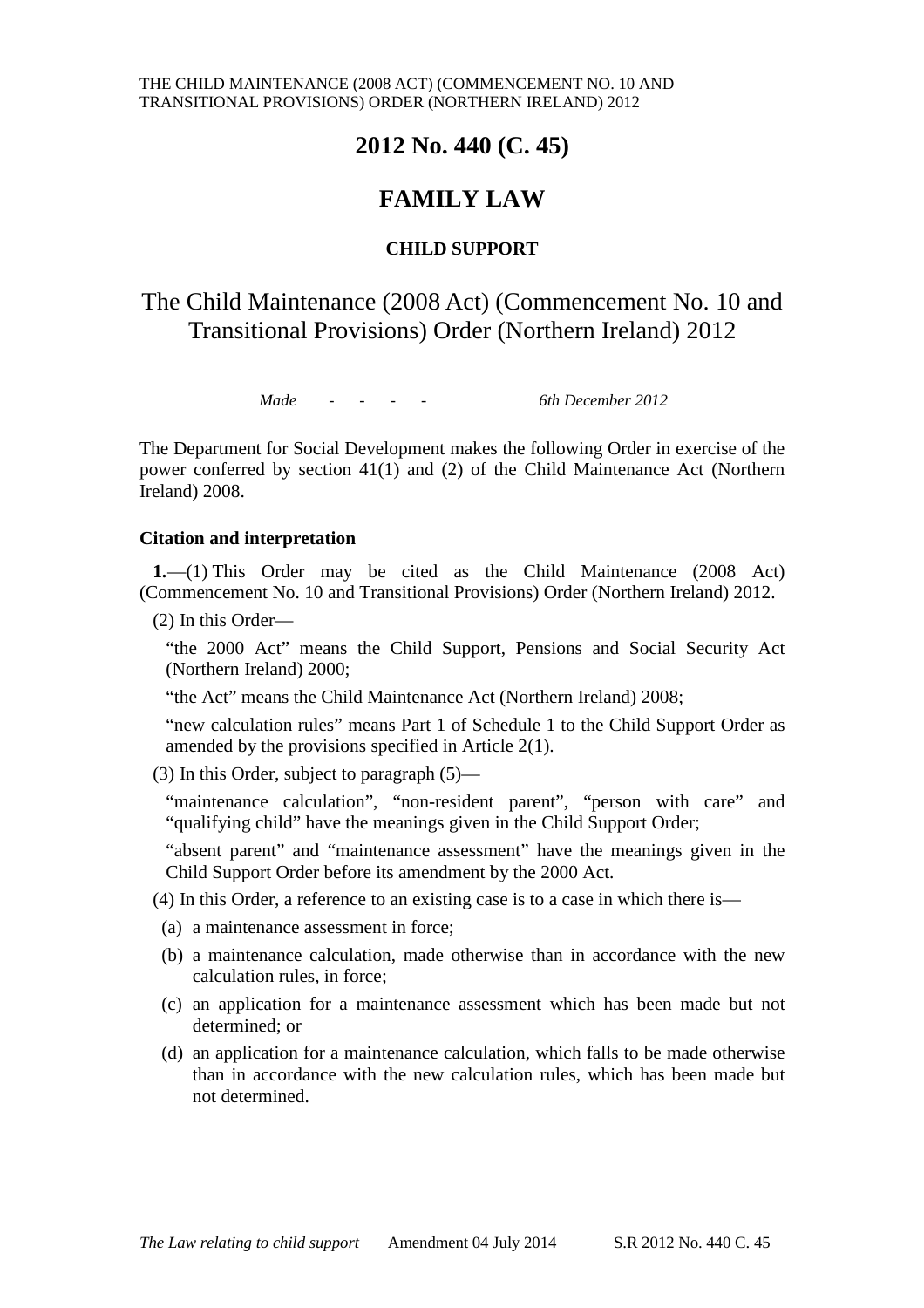# 2012 No. 440 (C. 45)

# FAMILY LAW

### CHILD SUPPORT

## The Child Maintenance (2008 Act) (Commencement No. 10 and Transitional Provisions) Order (Northern Ireland) 2012

*Made* - - - - *6th December 2012*

The Department for Social Development makes the following Order in exercise of the power conferred by section 41(1) and (2) of the Child Maintenance Act (Northern Ireland) 2008.

### Citation and interpretation

**1.**—(1) This Order may be cited as the Child Maintenance (2008 Act) (Commencement No. 10 and Transitional Provisions) Order (Northern Ireland) 2012.

(2) In this Order—

"the 2000 Act" means the Child Support, Pensions and Social Security Act (Northern Ireland) 2000;

"the Act" means the Child Maintenance Act (Northern Ireland) 2008;

"new calculation rules" means Part 1 of Schedule 1 to the Child Support Order as amended by the provisions specified in Article 2(1).

(3) In this Order, subject to paragraph (5)—

"maintenance calculation", "non-resident parent", "person with care" and "qualifying child" have the meanings given in the Child Support Order;

"absent parent" and "maintenance assessment" have the meanings given in the Child Support Order before its amendment by the 2000 Act.

(4) In this Order, a reference to an existing case is to a case in which there is—

(a) a maintenance assessment in force;

(b) a maintenance calculation, made otherwise than in accordance with the new calculation rules, in force;

(c) an application for a maintenance assessment which has been made but not determined; or

(d) an application for a maintenance calculation, which falls to be made otherwise than in accordance with the new calculation rules, which has been made but not determined.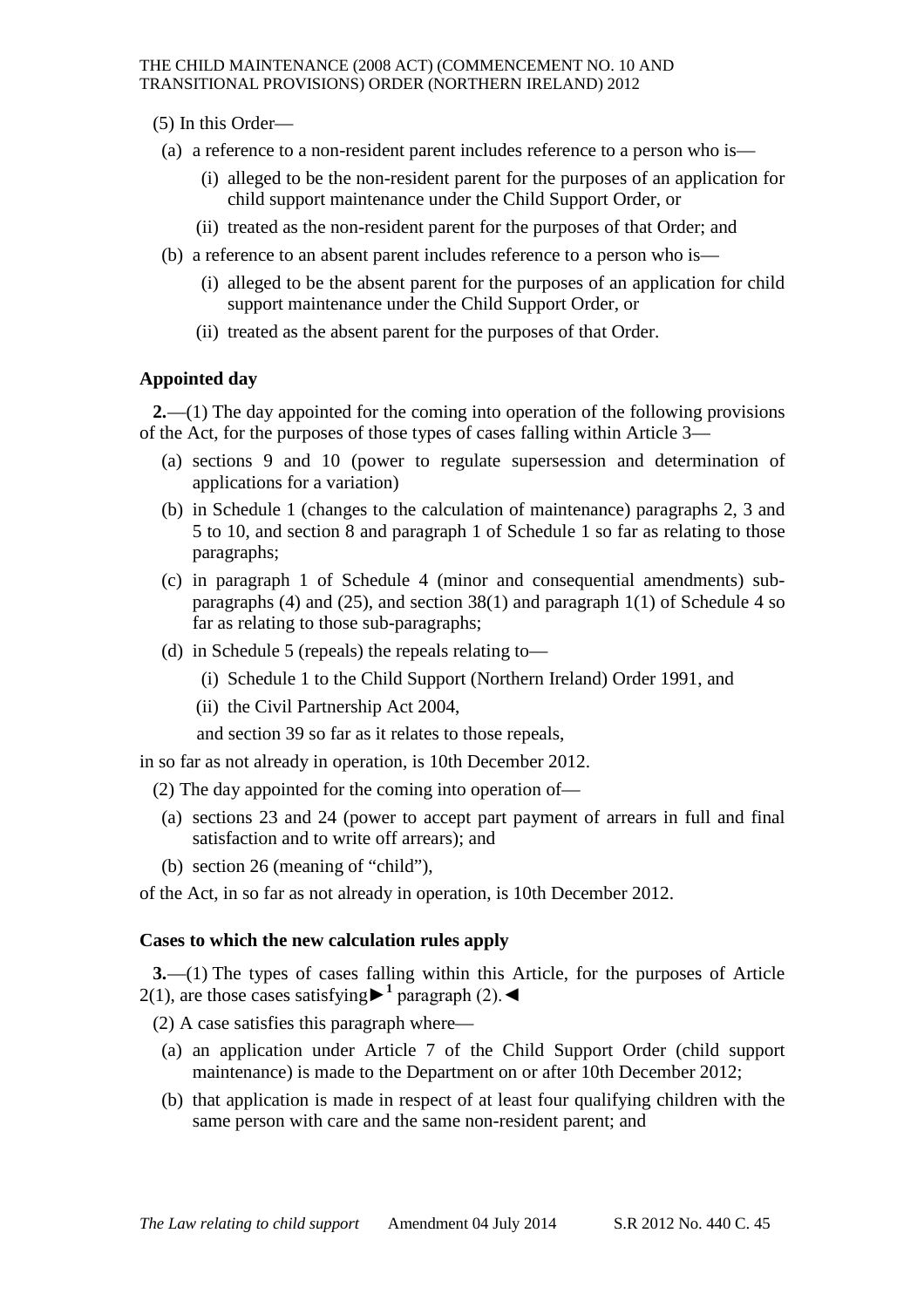(5) In this Order—

(a) a reference to a non-resident parent includes reference to a person who is—

(i) alleged to be the non-resident parent for the purposes of an application for child support maintenance under the Child Support Order, or

(ii) treated as the non-resident parent for the purposes of that Order; and

(b) a reference to an absent parent includes reference to a person who is—

(i) alleged to be the absent parent for the purposes of an application for child support maintenance under the Child Support Order, or

(ii) treated as the absent parent for the purposes of that Order.

### Appointed day

**2.**—(1) The day appointed for the coming into operation of the following provisions of the Act, for the purposes of those types of cases falling within Article 3—

(a) sections 9 and 10 (power to regulate supersession and determination of applications for a variation)

(b) in Schedule 1 (changes to the calculation of maintenance) paragraphs 2, 3 and 5 to 10, and section 8 and paragraph 1 of Schedule 1 so far as relating to those paragraphs;

(c) in paragraph 1 of Schedule 4 (minor and consequential amendments) sub-paragraphs (4) and (25), and section 38(1) and paragraph 1(1) of Schedule 4 so far as relating to those sub-paragraphs;

(d) in Schedule 5 (repeals) the repeals relating to—

(i) Schedule 1 to the Child Support (Northern Ireland) Order 1991, and

(ii) the Civil Partnership Act 2004,

and section 39 so far as it relates to those repeals,

in so far as not already in operation, is 10th December 2012.

(2) The day appointed for the coming into operation of—

(a) sections 23 and 24 (power to accept part payment of arrears in full and final satisfaction and to write off arrears); and

(b) section 26 (meaning of "child"),

of the Act, in so far as not already in operation, is 10th December 2012.

### Cases to which the new calculation rules apply

**3.**—(1) The types of cases falling within this Article, for the purposes of Article 2(1), are those cases satisfying ►[1] paragraph (2).◄

(2) A case satisfies this paragraph where—

(a) an application under Article 7 of the Child Support Order (child support maintenance) is made to the Department on or after 10th December 2012;

(b) that application is made in respect of at least four qualifying children with the same person with care and the same non-resident parent; and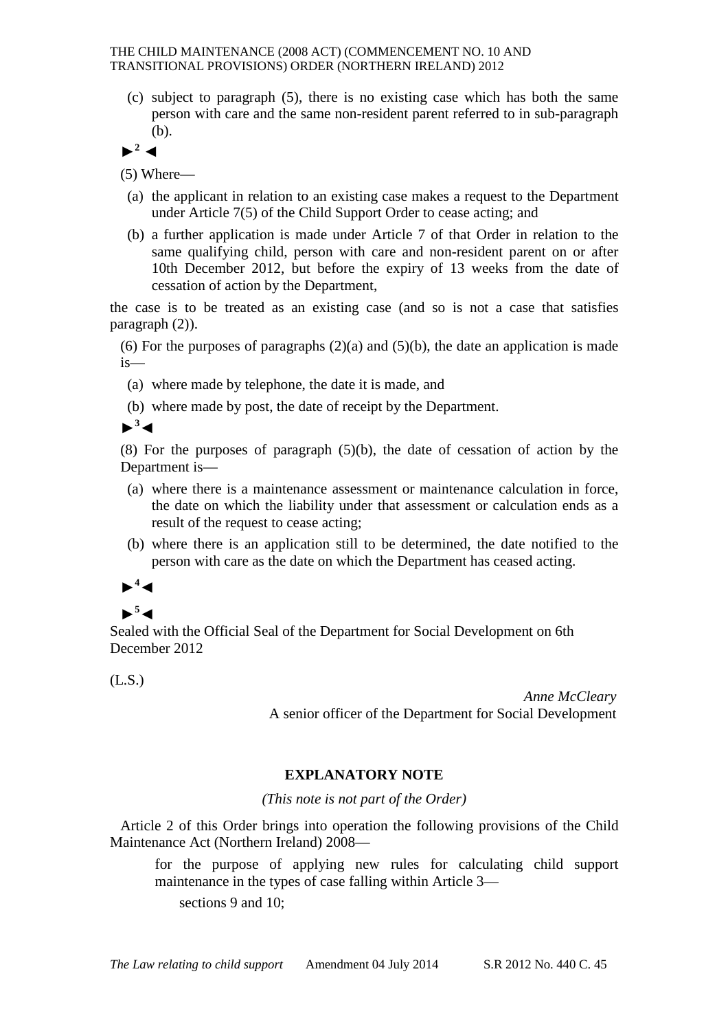(c) subject to paragraph (5), there is no existing case which has both the same person with care and the same non-resident parent referred to in sub-paragraph (b).

►[2] ◄

(5) Where—

(a) the applicant in relation to an existing case makes a request to the Department under Article 7(5) of the Child Support Order to cease acting; and

(b) a further application is made under Article 7 of that Order in relation to the same qualifying child, person with care and non-resident parent on or after 10th December 2012, but before the expiry of 13 weeks from the date of cessation of action by the Department,

the case is to be treated as an existing case (and so is not a case that satisfies paragraph (2)).

(6) For the purposes of paragraphs (2)(a) and (5)(b), the date an application is made is—

(a) where made by telephone, the date it is made, and

(b) where made by post, the date of receipt by the Department.

►[3]◄

(8) For the purposes of paragraph (5)(b), the date of cessation of action by the Department is—

(a) where there is a maintenance assessment or maintenance calculation in force, the date on which the liability under that assessment or calculation ends as a result of the request to cease acting;

(b) where there is an application still to be determined, the date notified to the person with care as the date on which the Department has ceased acting.

►[4]◄

►[5]◄

Sealed with the Official Seal of the Department for Social Development on 6th December 2012

(L.S.)

*Anne McCleary*
A senior officer of the Department for Social Development

## EXPLANATORY NOTE

*(This note is not part of the Order)*

Article 2 of this Order brings into operation the following provisions of the Child Maintenance Act (Northern Ireland) 2008—

for the purpose of applying new rules for calculating child support maintenance in the types of case falling within Article 3—

sections 9 and 10;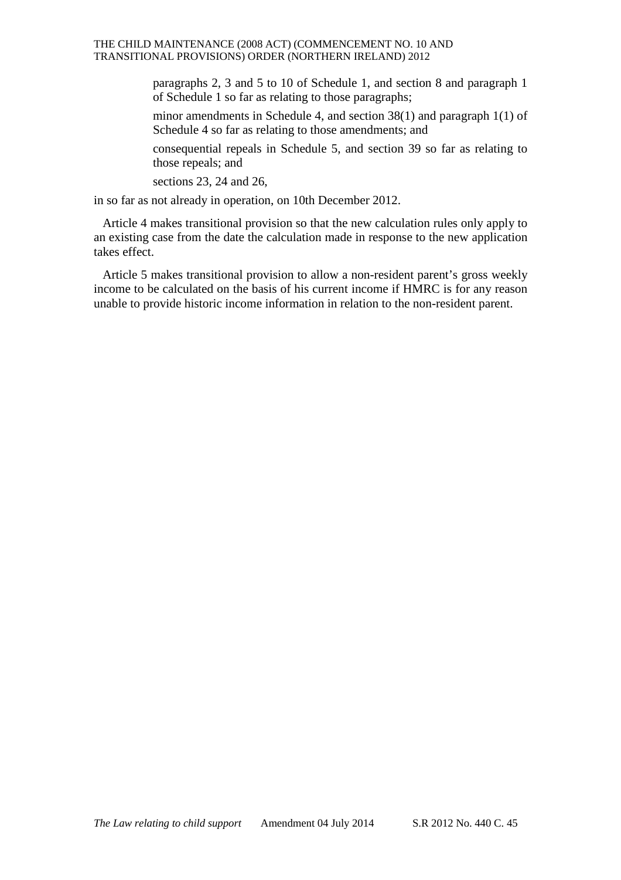paragraphs 2, 3 and 5 to 10 of Schedule 1, and section 8 and paragraph 1 of Schedule 1 so far as relating to those paragraphs;

minor amendments in Schedule 4, and section 38(1) and paragraph 1(1) of Schedule 4 so far as relating to those amendments; and

consequential repeals in Schedule 5, and section 39 so far as relating to those repeals; and

sections 23, 24 and 26,

in so far as not already in operation, on 10th December 2012.

Article 4 makes transitional provision so that the new calculation rules only apply to an existing case from the date the calculation made in response to the new application takes effect.

Article 5 makes transitional provision to allow a non-resident parent's gross weekly income to be calculated on the basis of his current income if HMRC is for any reason unable to provide historic income information in relation to the non-resident parent.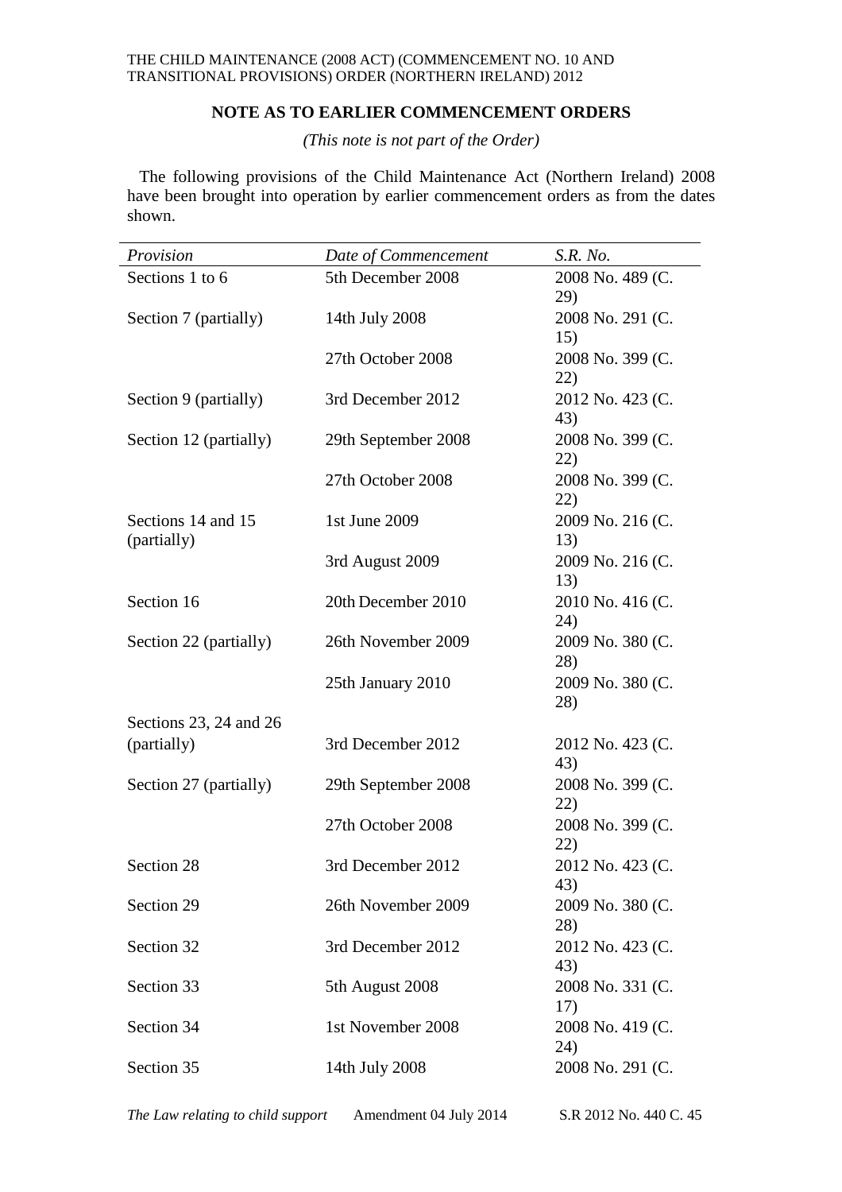## NOTE AS TO EARLIER COMMENCEMENT ORDERS

*(This note is not part of the Order)*

The following provisions of the Child Maintenance Act (Northern Ireland) 2008 have been brought into operation by earlier commencement orders as from the dates shown.

| *Provision* | *Date of Commencement* | *S.R. No.* |
|---|---|---|
| Sections 1 to 6 | 5th December 2008 | 2008 No. 489 (C. 29) |
| Section 7 (partially) | 14th July 2008 | 2008 No. 291 (C. 15) |
| | 27th October 2008 | 2008 No. 399 (C. 22) |
| Section 9 (partially) | 3rd December 2012 | 2012 No. 423 (C. 43) |
| Section 12 (partially) | 29th September 2008 | 2008 No. 399 (C. 22) |
| | 27th October 2008 | 2008 No. 399 (C. 22) |
| Sections 14 and 15 (partially) | 1st June 2009 | 2009 No. 216 (C. 13) |
| | 3rd August 2009 | 2009 No. 216 (C. 13) |
| Section 16 | 20th December 2010 | 2010 No. 416 (C. 24) |
| Section 22 (partially) | 26th November 2009 | 2009 No. 380 (C. 28) |
| | 25th January 2010 | 2009 No. 380 (C. 28) |
| Sections 23, 24 and 26 (partially) | 3rd December 2012 | 2012 No. 423 (C. 43) |
| Section 27 (partially) | 29th September 2008 | 2008 No. 399 (C. 22) |
| | 27th October 2008 | 2008 No. 399 (C. 22) |
| Section 28 | 3rd December 2012 | 2012 No. 423 (C. 43) |
| Section 29 | 26th November 2009 | 2009 No. 380 (C. 28) |
| Section 32 | 3rd December 2012 | 2012 No. 423 (C. 43) |
| Section 33 | 5th August 2008 | 2008 No. 331 (C. 17) |
| Section 34 | 1st November 2008 | 2008 No. 419 (C. 24) |
| Section 35 | 14th July 2008 | 2008 No. 291 (C. |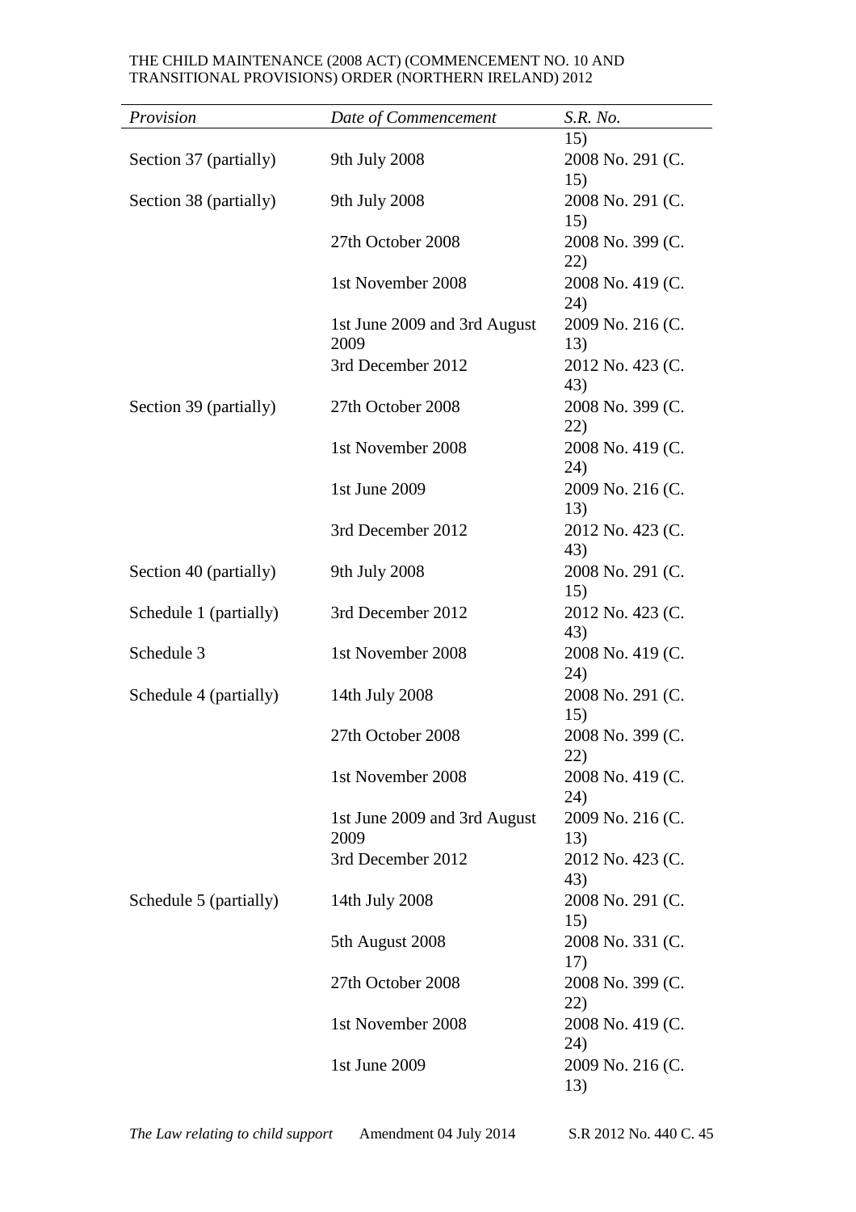| Provision | Date of Commencement | S.R. No. |
|---|---|---|
| | | 15) |
| Section 37 (partially) | 9th July 2008 | 2008 No. 291 (C. 15) |
| Section 38 (partially) | 9th July 2008 | 2008 No. 291 (C. 15) |
| | 27th October 2008 | 2008 No. 399 (C. 22) |
| | 1st November 2008 | 2008 No. 419 (C. 24) |
| | 1st June 2009 and 3rd August 2009 | 2009 No. 216 (C. 13) |
| | 3rd December 2012 | 2012 No. 423 (C. 43) |
| Section 39 (partially) | 27th October 2008 | 2008 No. 399 (C. 22) |
| | 1st November 2008 | 2008 No. 419 (C. 24) |
| | 1st June 2009 | 2009 No. 216 (C. 13) |
| | 3rd December 2012 | 2012 No. 423 (C. 43) |
| Section 40 (partially) | 9th July 2008 | 2008 No. 291 (C. 15) |
| Schedule 1 (partially) | 3rd December 2012 | 2012 No. 423 (C. 43) |
| Schedule 3 | 1st November 2008 | 2008 No. 419 (C. 24) |
| Schedule 4 (partially) | 14th July 2008 | 2008 No. 291 (C. 15) |
| | 27th October 2008 | 2008 No. 399 (C. 22) |
| | 1st November 2008 | 2008 No. 419 (C. 24) |
| | 1st June 2009 and 3rd August 2009 | 2009 No. 216 (C. 13) |
| | 3rd December 2012 | 2012 No. 423 (C. 43) |
| Schedule 5 (partially) | 14th July 2008 | 2008 No. 291 (C. 15) |
| | 5th August 2008 | 2008 No. 331 (C. 17) |
| | 27th October 2008 | 2008 No. 399 (C. 22) |
| | 1st November 2008 | 2008 No. 419 (C. 24) |
| | 1st June 2009 | 2009 No. 216 (C. 13) |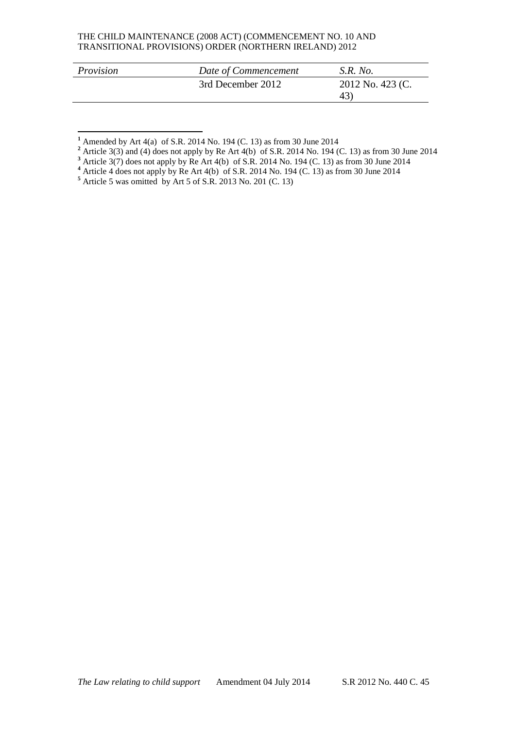| *Provision* | *Date of Commencement* | *S.R. No.* |
| --- | --- | --- |
| | 3rd December 2012 | 2012 No. 423 (C. 43) |

[1] Amended by Art 4(a) of S.R. 2014 No. 194 (C. 13) as from 30 June 2014

[2] Article 3(3) and (4) does not apply by Re Art 4(b) of S.R. 2014 No. 194 (C. 13) as from 30 June 2014

[3] Article 3(7) does not apply by Re Art 4(b) of S.R. 2014 No. 194 (C. 13) as from 30 June 2014

[4] Article 4 does not apply by Re Art 4(b) of S.R. 2014 No. 194 (C. 13) as from 30 June 2014

[5] Article 5 was omitted by Art 5 of S.R. 2013 No. 201 (C. 13)